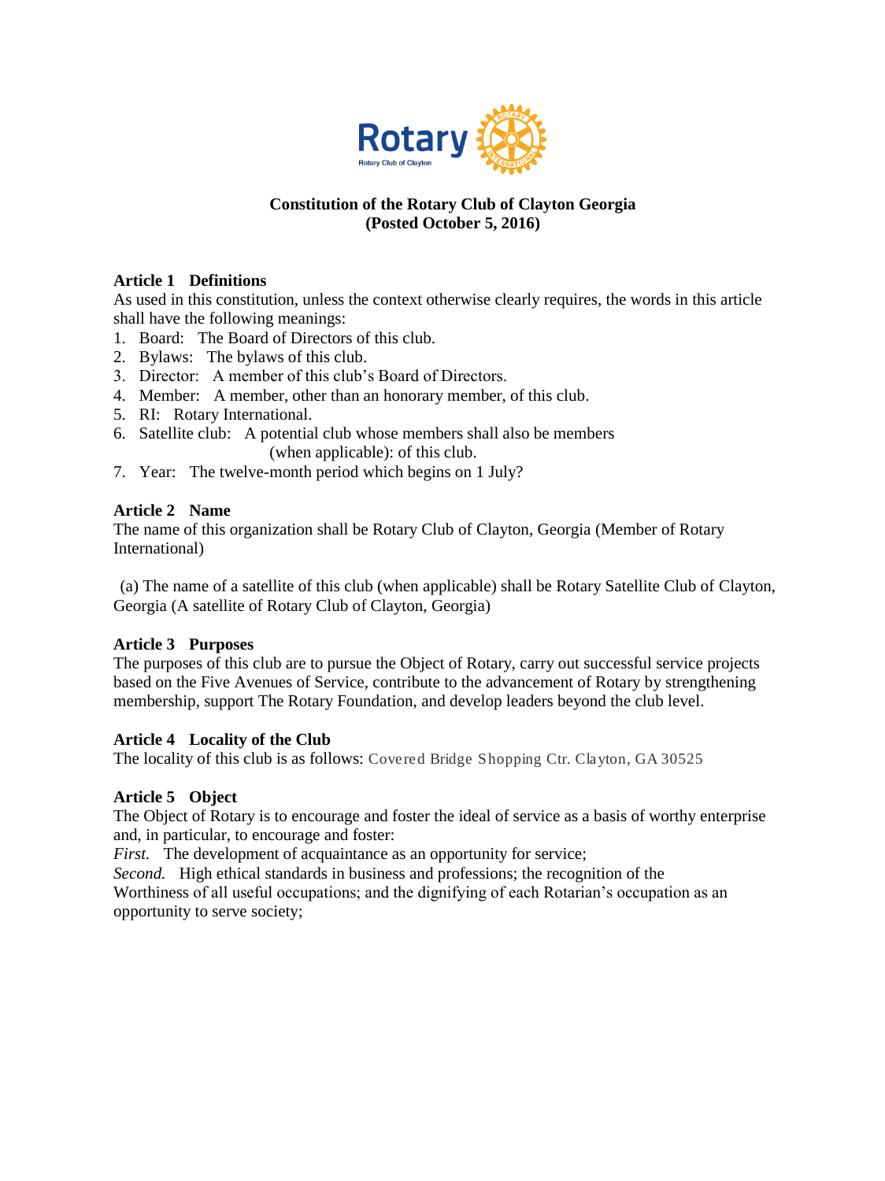Rotary

Rotary Club of Clayton

**Constitution of the Rotary Club of Clayton Georgia**
**(Posted October 5, 2016)**

**Article 1 Definitions**

As used in this constitution, unless the context otherwise clearly requires, the words in this article shall have the following meanings:

1. Board: The Board of Directors of this club.
2. Bylaws: The bylaws of this club.
3. Director: A member of this club's Board of Directors.
4. Member: A member, other than an honorary member, of this club.
5. RI: Rotary International.
6. Satellite club: A potential club whose members shall also be members (when applicable): of this club.
7. Year: The twelve-month period which begins on 1 July?

**Article 2 Name**

The name of this organization shall be Rotary Club of Clayton, Georgia (Member of Rotary International)

(a) The name of a satellite of this club (when applicable) shall be Rotary Satellite Club of Clayton, Georgia (A satellite of Rotary Club of Clayton, Georgia)

**Article 3 Purposes**

The purposes of this club are to pursue the Object of Rotary, carry out successful service projects based on the Five Avenues of Service, contribute to the advancement of Rotary by strengthening membership, support The Rotary Foundation, and develop leaders beyond the club level.

**Article 4 Locality of the Club**

The locality of this club is as follows: Covered Bridge Shopping Ctr. Clayton, GA 30525

**Article 5 Object**

The Object of Rotary is to encourage and foster the ideal of service as a basis of worthy enterprise and, in particular, to encourage and foster:

*First.* The development of acquaintance as an opportunity for service;

*Second.* High ethical standards in business and professions; the recognition of the Worthiness of all useful occupations; and the dignifying of each Rotarian's occupation as an opportunity to serve society;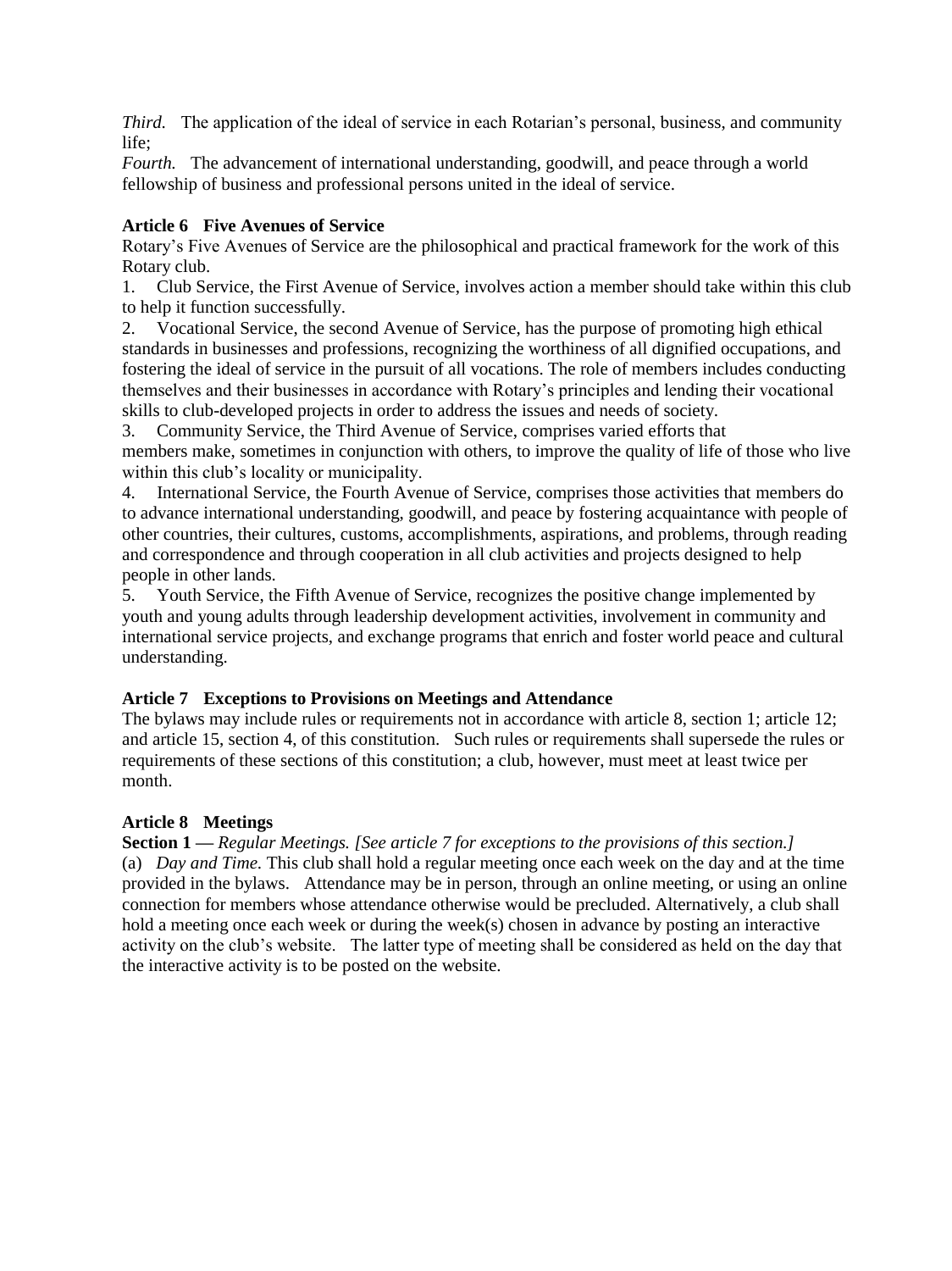*Third.* The application of the ideal of service in each Rotarian's personal, business, and community life;
*Fourth.* The advancement of international understanding, goodwill, and peace through a world fellowship of business and professional persons united in the ideal of service.

**Article 6 Five Avenues of Service**

Rotary's Five Avenues of Service are the philosophical and practical framework for the work of this Rotary club.

1. Club Service, the First Avenue of Service, involves action a member should take within this club to help it function successfully.
2. Vocational Service, the second Avenue of Service, has the purpose of promoting high ethical standards in businesses and professions, recognizing the worthiness of all dignified occupations, and fostering the ideal of service in the pursuit of all vocations. The role of members includes conducting themselves and their businesses in accordance with Rotary's principles and lending their vocational skills to club-developed projects in order to address the issues and needs of society.
3. Community Service, the Third Avenue of Service, comprises varied efforts that members make, sometimes in conjunction with others, to improve the quality of life of those who live within this club's locality or municipality.
4. International Service, the Fourth Avenue of Service, comprises those activities that members do to advance international understanding, goodwill, and peace by fostering acquaintance with people of other countries, their cultures, customs, accomplishments, aspirations, and problems, through reading and correspondence and through cooperation in all club activities and projects designed to help people in other lands.
5. Youth Service, the Fifth Avenue of Service, recognizes the positive change implemented by youth and young adults through leadership development activities, involvement in community and international service projects, and exchange programs that enrich and foster world peace and cultural understanding.

**Article 7 Exceptions to Provisions on Meetings and Attendance**

The bylaws may include rules or requirements not in accordance with article 8, section 1; article 12; and article 15, section 4, of this constitution. Such rules or requirements shall supersede the rules or requirements of these sections of this constitution; a club, however, must meet at least twice per month.

**Article 8 Meetings**

**Section 1 —** *Regular Meetings. [See article 7 for exceptions to the provisions of this section.]*

(a) *Day and Time.* This club shall hold a regular meeting once each week on the day and at the time provided in the bylaws. Attendance may be in person, through an online meeting, or using an online connection for members whose attendance otherwise would be precluded. Alternatively, a club shall hold a meeting once each week or during the week(s) chosen in advance by posting an interactive activity on the club's website. The latter type of meeting shall be considered as held on the day that the interactive activity is to be posted on the website.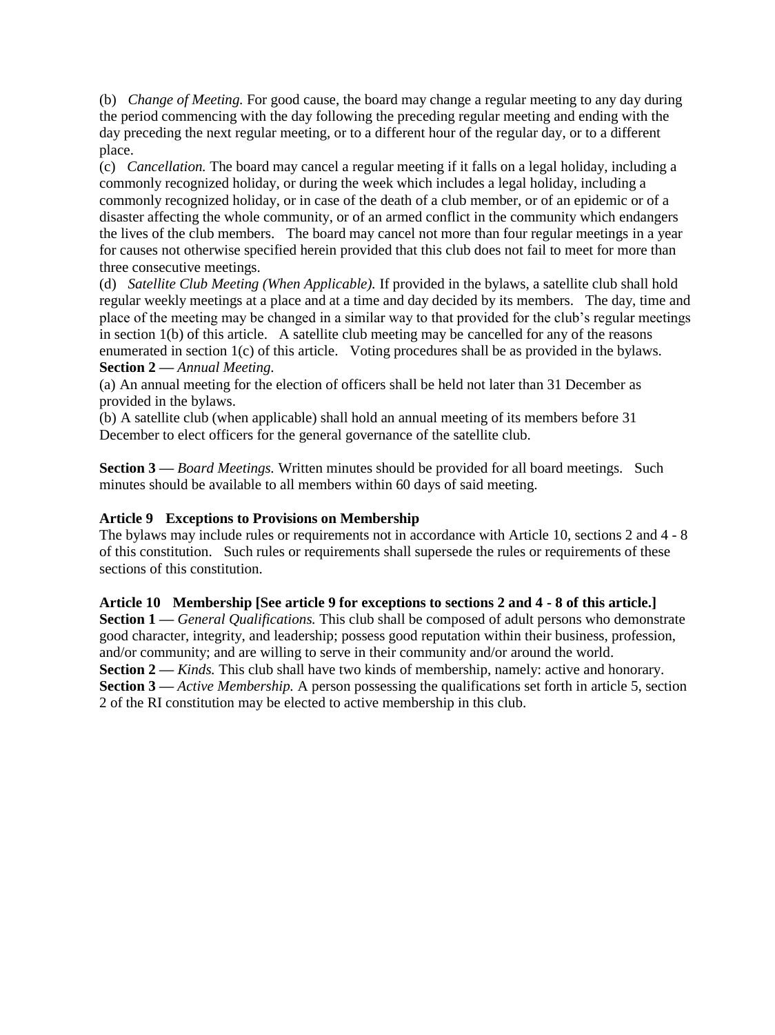(b) *Change of Meeting.* For good cause, the board may change a regular meeting to any day during the period commencing with the day following the preceding regular meeting and ending with the day preceding the next regular meeting, or to a different hour of the regular day, or to a different place.

(c) *Cancellation.* The board may cancel a regular meeting if it falls on a legal holiday, including a commonly recognized holiday, or during the week which includes a legal holiday, including a commonly recognized holiday, or in case of the death of a club member, or of an epidemic or of a disaster affecting the whole community, or of an armed conflict in the community which endangers the lives of the club members. The board may cancel not more than four regular meetings in a year for causes not otherwise specified herein provided that this club does not fail to meet for more than three consecutive meetings.

(d) *Satellite Club Meeting (When Applicable).* If provided in the bylaws, a satellite club shall hold regular weekly meetings at a place and at a time and day decided by its members. The day, time and place of the meeting may be changed in a similar way to that provided for the club's regular meetings in section 1(b) of this article. A satellite club meeting may be cancelled for any of the reasons enumerated in section 1(c) of this article. Voting procedures shall be as provided in the bylaws.

**Section 2 —** *Annual Meeting.*

(a) An annual meeting for the election of officers shall be held not later than 31 December as provided in the bylaws.

(b) A satellite club (when applicable) shall hold an annual meeting of its members before 31 December to elect officers for the general governance of the satellite club.

**Section 3 —** *Board Meetings.* Written minutes should be provided for all board meetings. Such minutes should be available to all members within 60 days of said meeting.

**Article 9 Exceptions to Provisions on Membership**

The bylaws may include rules or requirements not in accordance with Article 10, sections 2 and 4 - 8 of this constitution. Such rules or requirements shall supersede the rules or requirements of these sections of this constitution.

**Article 10 Membership [See article 9 for exceptions to sections 2 and 4 - 8 of this article.]**

**Section 1 —** *General Qualifications.* This club shall be composed of adult persons who demonstrate good character, integrity, and leadership; possess good reputation within their business, profession, and/or community; and are willing to serve in their community and/or around the world.

**Section 2 —** *Kinds.* This club shall have two kinds of membership, namely: active and honorary.

**Section 3 —** *Active Membership.* A person possessing the qualifications set forth in article 5, section 2 of the RI constitution may be elected to active membership in this club.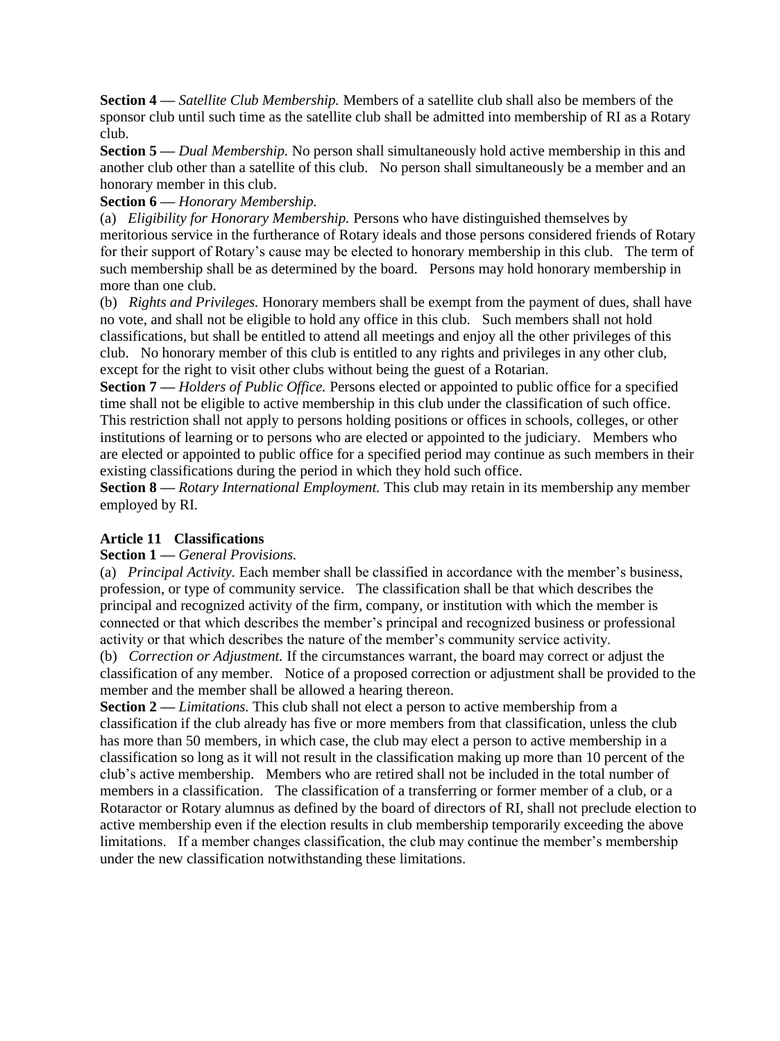**Section 4 —** *Satellite Club Membership.* Members of a satellite club shall also be members of the sponsor club until such time as the satellite club shall be admitted into membership of RI as a Rotary club.

**Section 5 —** *Dual Membership.* No person shall simultaneously hold active membership in this and another club other than a satellite of this club. No person shall simultaneously be a member and an honorary member in this club.

**Section 6 —** *Honorary Membership.*

(a) *Eligibility for Honorary Membership.* Persons who have distinguished themselves by meritorious service in the furtherance of Rotary ideals and those persons considered friends of Rotary for their support of Rotary's cause may be elected to honorary membership in this club. The term of such membership shall be as determined by the board. Persons may hold honorary membership in more than one club.

(b) *Rights and Privileges.* Honorary members shall be exempt from the payment of dues, shall have no vote, and shall not be eligible to hold any office in this club. Such members shall not hold classifications, but shall be entitled to attend all meetings and enjoy all the other privileges of this club. No honorary member of this club is entitled to any rights and privileges in any other club, except for the right to visit other clubs without being the guest of a Rotarian.

**Section 7 —** *Holders of Public Office.* Persons elected or appointed to public office for a specified time shall not be eligible to active membership in this club under the classification of such office. This restriction shall not apply to persons holding positions or offices in schools, colleges, or other institutions of learning or to persons who are elected or appointed to the judiciary. Members who are elected or appointed to public office for a specified period may continue as such members in their existing classifications during the period in which they hold such office.

**Section 8 —** *Rotary International Employment.* This club may retain in its membership any member employed by RI.

### Article 11 Classifications

**Section 1 —** *General Provisions.*

(a) *Principal Activity.* Each member shall be classified in accordance with the member's business, profession, or type of community service. The classification shall be that which describes the principal and recognized activity of the firm, company, or institution with which the member is connected or that which describes the member's principal and recognized business or professional activity or that which describes the nature of the member's community service activity.

(b) *Correction or Adjustment.* If the circumstances warrant, the board may correct or adjust the classification of any member. Notice of a proposed correction or adjustment shall be provided to the member and the member shall be allowed a hearing thereon.

**Section 2 —** *Limitations.* This club shall not elect a person to active membership from a classification if the club already has five or more members from that classification, unless the club has more than 50 members, in which case, the club may elect a person to active membership in a classification so long as it will not result in the classification making up more than 10 percent of the club's active membership. Members who are retired shall not be included in the total number of members in a classification. The classification of a transferring or former member of a club, or a Rotaractor or Rotary alumnus as defined by the board of directors of RI, shall not preclude election to active membership even if the election results in club membership temporarily exceeding the above limitations. If a member changes classification, the club may continue the member's membership under the new classification notwithstanding these limitations.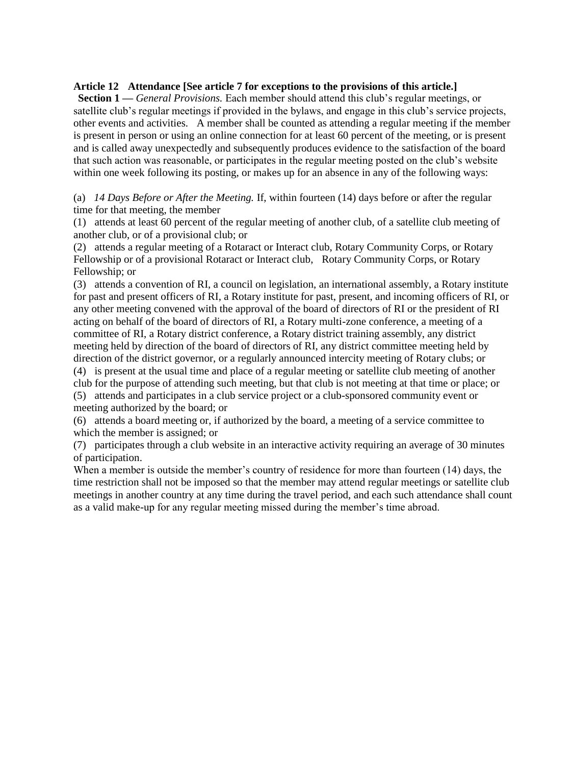**Article 12 Attendance [See article 7 for exceptions to the provisions of this article.]**

**Section 1 —** *General Provisions.* Each member should attend this club's regular meetings, or satellite club's regular meetings if provided in the bylaws, and engage in this club's service projects, other events and activities. A member shall be counted as attending a regular meeting if the member is present in person or using an online connection for at least 60 percent of the meeting, or is present and is called away unexpectedly and subsequently produces evidence to the satisfaction of the board that such action was reasonable, or participates in the regular meeting posted on the club's website within one week following its posting, or makes up for an absence in any of the following ways:

(a) *14 Days Before or After the Meeting.* If, within fourteen (14) days before or after the regular time for that meeting, the member

(1) attends at least 60 percent of the regular meeting of another club, of a satellite club meeting of another club, or of a provisional club; or

(2) attends a regular meeting of a Rotaract or Interact club, Rotary Community Corps, or Rotary Fellowship or of a provisional Rotaract or Interact club, Rotary Community Corps, or Rotary Fellowship; or

(3) attends a convention of RI, a council on legislation, an international assembly, a Rotary institute for past and present officers of RI, a Rotary institute for past, present, and incoming officers of RI, or any other meeting convened with the approval of the board of directors of RI or the president of RI acting on behalf of the board of directors of RI, a Rotary multi-zone conference, a meeting of a committee of RI, a Rotary district conference, a Rotary district training assembly, any district meeting held by direction of the board of directors of RI, any district committee meeting held by direction of the district governor, or a regularly announced intercity meeting of Rotary clubs; or

(4) is present at the usual time and place of a regular meeting or satellite club meeting of another club for the purpose of attending such meeting, but that club is not meeting at that time or place; or

(5) attends and participates in a club service project or a club-sponsored community event or meeting authorized by the board; or

(6) attends a board meeting or, if authorized by the board, a meeting of a service committee to which the member is assigned; or

(7) participates through a club website in an interactive activity requiring an average of 30 minutes of participation.

When a member is outside the member's country of residence for more than fourteen (14) days, the time restriction shall not be imposed so that the member may attend regular meetings or satellite club meetings in another country at any time during the travel period, and each such attendance shall count as a valid make-up for any regular meeting missed during the member's time abroad.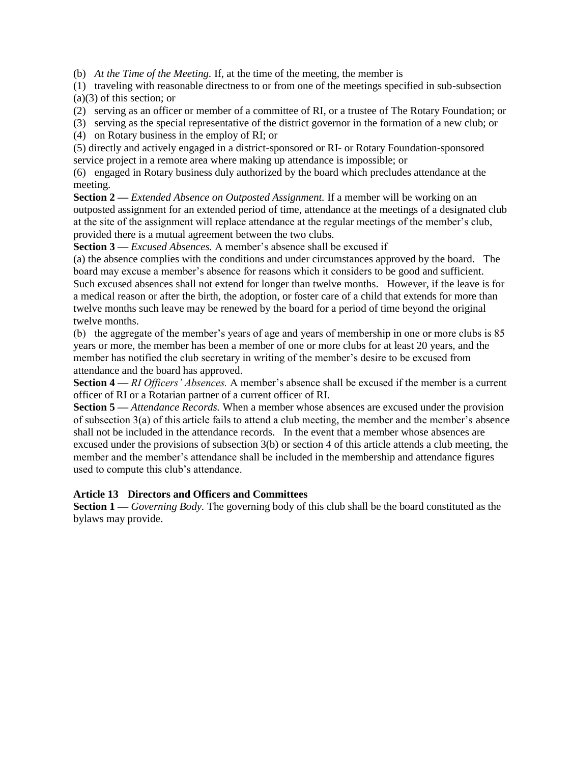(b) *At the Time of the Meeting.* If, at the time of the meeting, the member is

(1) traveling with reasonable directness to or from one of the meetings specified in sub-subsection (a)(3) of this section; or

(2) serving as an officer or member of a committee of RI, or a trustee of The Rotary Foundation; or

(3) serving as the special representative of the district governor in the formation of a new club; or

(4) on Rotary business in the employ of RI; or

(5) directly and actively engaged in a district-sponsored or RI- or Rotary Foundation-sponsored service project in a remote area where making up attendance is impossible; or

(6) engaged in Rotary business duly authorized by the board which precludes attendance at the meeting.

**Section 2 —** *Extended Absence on Outposted Assignment.* If a member will be working on an outposted assignment for an extended period of time, attendance at the meetings of a designated club at the site of the assignment will replace attendance at the regular meetings of the member's club, provided there is a mutual agreement between the two clubs.

**Section 3 —** *Excused Absences.* A member's absence shall be excused if

(a) the absence complies with the conditions and under circumstances approved by the board. The board may excuse a member's absence for reasons which it considers to be good and sufficient. Such excused absences shall not extend for longer than twelve months. However, if the leave is for a medical reason or after the birth, the adoption, or foster care of a child that extends for more than twelve months such leave may be renewed by the board for a period of time beyond the original twelve months.

(b) the aggregate of the member's years of age and years of membership in one or more clubs is 85 years or more, the member has been a member of one or more clubs for at least 20 years, and the member has notified the club secretary in writing of the member's desire to be excused from attendance and the board has approved.

**Section 4 —** *RI Officers' Absences.* A member's absence shall be excused if the member is a current officer of RI or a Rotarian partner of a current officer of RI.

**Section 5 —** *Attendance Records.* When a member whose absences are excused under the provision of subsection 3(a) of this article fails to attend a club meeting, the member and the member's absence shall not be included in the attendance records. In the event that a member whose absences are excused under the provisions of subsection 3(b) or section 4 of this article attends a club meeting, the member and the member's attendance shall be included in the membership and attendance figures used to compute this club's attendance.

**Article 13 Directors and Officers and Committees**

**Section 1 —** *Governing Body.* The governing body of this club shall be the board constituted as the bylaws may provide.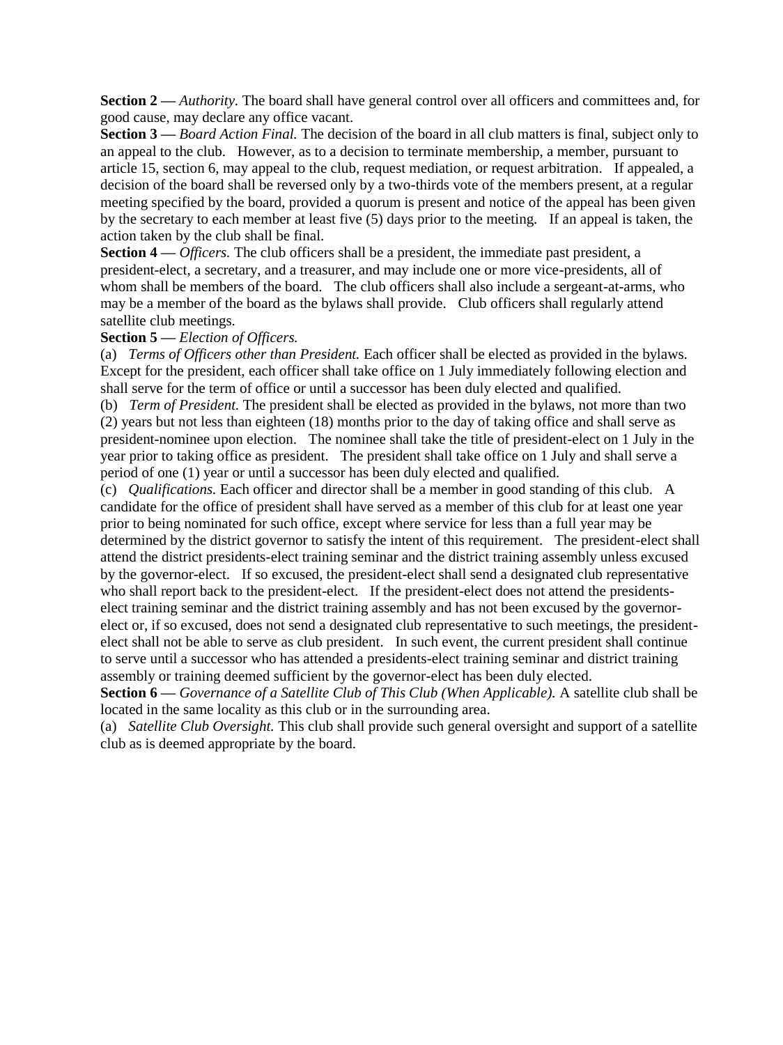**Section 2** — *Authority.* The board shall have general control over all officers and committees and, for good cause, may declare any office vacant.

**Section 3** — *Board Action Final.* The decision of the board in all club matters is final, subject only to an appeal to the club. However, as to a decision to terminate membership, a member, pursuant to article 15, section 6, may appeal to the club, request mediation, or request arbitration. If appealed, a decision of the board shall be reversed only by a two-thirds vote of the members present, at a regular meeting specified by the board, provided a quorum is present and notice of the appeal has been given by the secretary to each member at least five (5) days prior to the meeting. If an appeal is taken, the action taken by the club shall be final.

**Section 4** — *Officers.* The club officers shall be a president, the immediate past president, a president-elect, a secretary, and a treasurer, and may include one or more vice-presidents, all of whom shall be members of the board. The club officers shall also include a sergeant-at-arms, who may be a member of the board as the bylaws shall provide. Club officers shall regularly attend satellite club meetings.

**Section 5** — *Election of Officers.*

(a) *Terms of Officers other than President.* Each officer shall be elected as provided in the bylaws. Except for the president, each officer shall take office on 1 July immediately following election and shall serve for the term of office or until a successor has been duly elected and qualified.

(b) *Term of President.* The president shall be elected as provided in the bylaws, not more than two (2) years but not less than eighteen (18) months prior to the day of taking office and shall serve as president-nominee upon election. The nominee shall take the title of president-elect on 1 July in the year prior to taking office as president. The president shall take office on 1 July and shall serve a period of one (1) year or until a successor has been duly elected and qualified.

(c) *Qualifications.* Each officer and director shall be a member in good standing of this club. A candidate for the office of president shall have served as a member of this club for at least one year prior to being nominated for such office, except where service for less than a full year may be determined by the district governor to satisfy the intent of this requirement. The president-elect shall attend the district presidents-elect training seminar and the district training assembly unless excused by the governor-elect. If so excused, the president-elect shall send a designated club representative who shall report back to the president-elect. If the president-elect does not attend the presidents-elect training seminar and the district training assembly and has not been excused by the governor-elect or, if so excused, does not send a designated club representative to such meetings, the president-elect shall not be able to serve as club president. In such event, the current president shall continue to serve until a successor who has attended a presidents-elect training seminar and district training assembly or training deemed sufficient by the governor-elect has been duly elected.

**Section 6** — *Governance of a Satellite Club of This Club (When Applicable).* A satellite club shall be located in the same locality as this club or in the surrounding area.

(a) *Satellite Club Oversight.* This club shall provide such general oversight and support of a satellite club as is deemed appropriate by the board.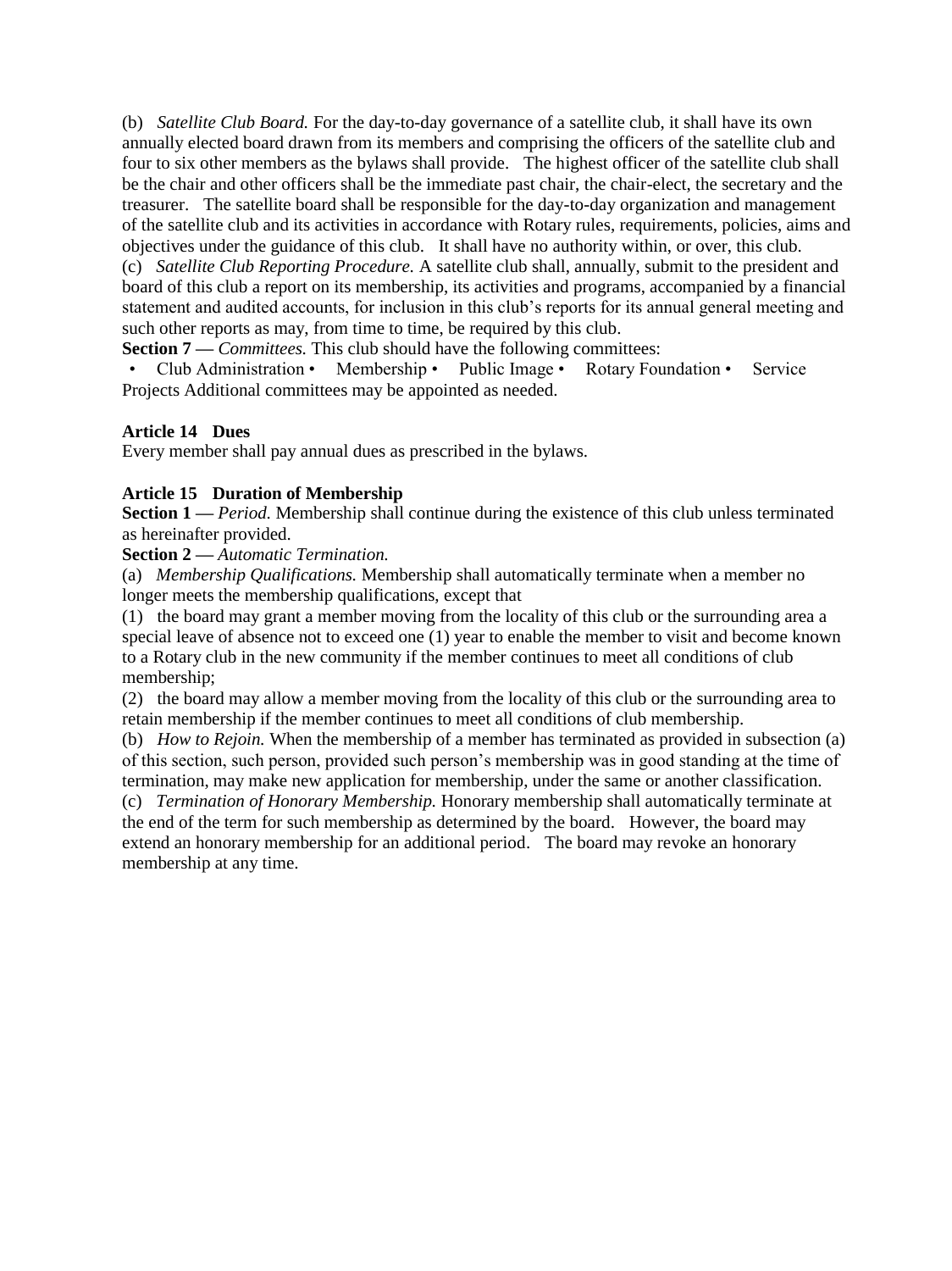(b) *Satellite Club Board.* For the day-to-day governance of a satellite club, it shall have its own annually elected board drawn from its members and comprising the officers of the satellite club and four to six other members as the bylaws shall provide. The highest officer of the satellite club shall be the chair and other officers shall be the immediate past chair, the chair-elect, the secretary and the treasurer. The satellite board shall be responsible for the day-to-day organization and management of the satellite club and its activities in accordance with Rotary rules, requirements, policies, aims and objectives under the guidance of this club. It shall have no authority within, or over, this club.

(c) *Satellite Club Reporting Procedure.* A satellite club shall, annually, submit to the president and board of this club a report on its membership, its activities and programs, accompanied by a financial statement and audited accounts, for inclusion in this club's reports for its annual general meeting and such other reports as may, from time to time, be required by this club.

**Section 7 —** *Committees.* This club should have the following committees:

- Club Administration
- Membership
- Public Image
- Rotary Foundation
- Service Projects

Additional committees may be appointed as needed.

**Article 14 Dues**

Every member shall pay annual dues as prescribed in the bylaws.

**Article 15 Duration of Membership**

**Section 1 —** *Period.* Membership shall continue during the existence of this club unless terminated as hereinafter provided.

**Section 2 —** *Automatic Termination.*

(a) *Membership Qualifications.* Membership shall automatically terminate when a member no longer meets the membership qualifications, except that

(1) the board may grant a member moving from the locality of this club or the surrounding area a special leave of absence not to exceed one (1) year to enable the member to visit and become known to a Rotary club in the new community if the member continues to meet all conditions of club membership;

(2) the board may allow a member moving from the locality of this club or the surrounding area to retain membership if the member continues to meet all conditions of club membership.

(b) *How to Rejoin.* When the membership of a member has terminated as provided in subsection (a) of this section, such person, provided such person's membership was in good standing at the time of termination, may make new application for membership, under the same or another classification.

(c) *Termination of Honorary Membership.* Honorary membership shall automatically terminate at the end of the term for such membership as determined by the board. However, the board may extend an honorary membership for an additional period. The board may revoke an honorary membership at any time.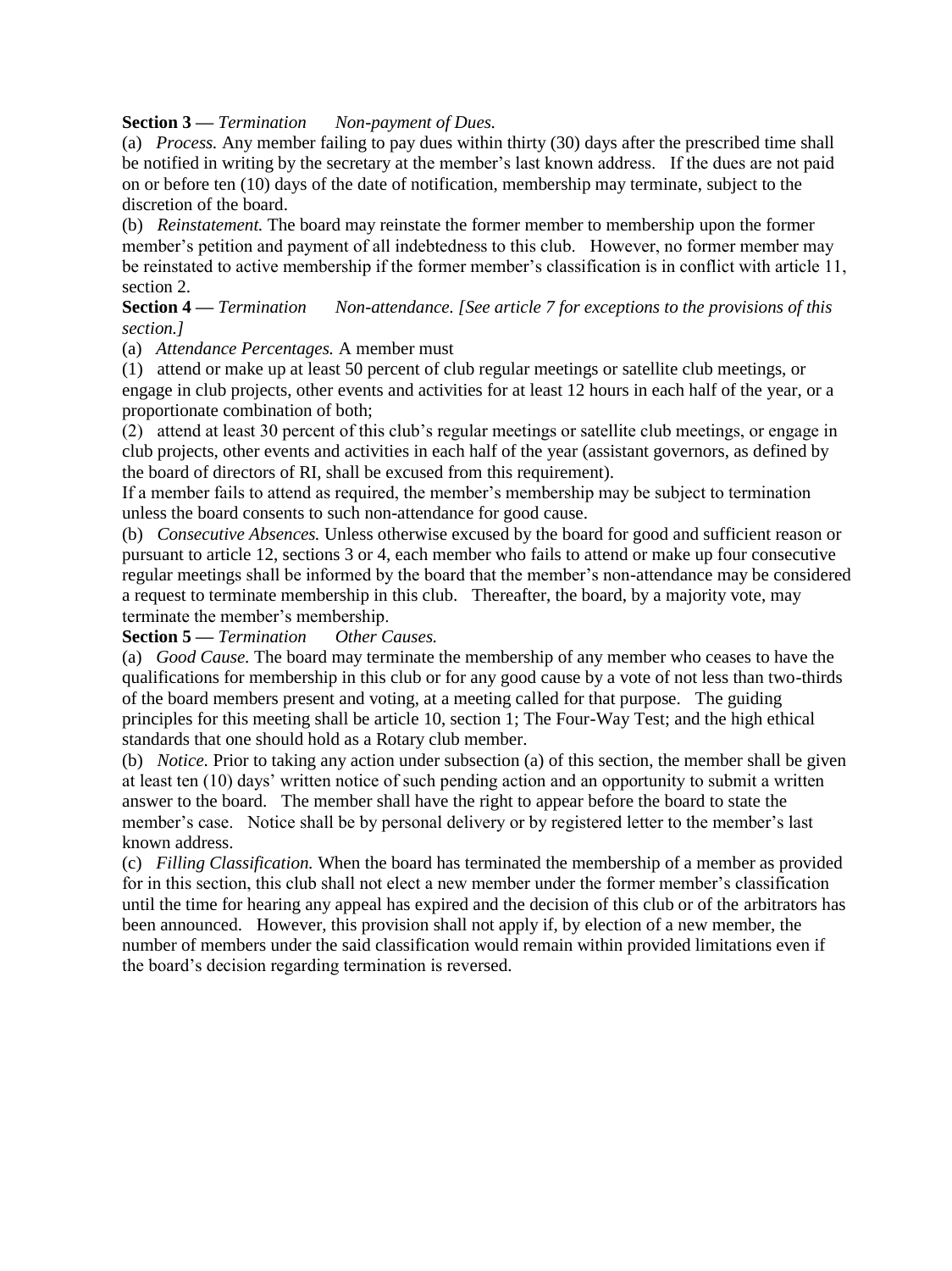**Section 3 — *Termination Non-payment of Dues.***

(a) *Process.* Any member failing to pay dues within thirty (30) days after the prescribed time shall be notified in writing by the secretary at the member's last known address. If the dues are not paid on or before ten (10) days of the date of notification, membership may terminate, subject to the discretion of the board.

(b) *Reinstatement.* The board may reinstate the former member to membership upon the former member's petition and payment of all indebtedness to this club. However, no former member may be reinstated to active membership if the former member's classification is in conflict with article 11, section 2.

**Section 4 — *Termination Non-attendance. [See article 7 for exceptions to the provisions of this section.]***

(a) *Attendance Percentages.* A member must

(1) attend or make up at least 50 percent of club regular meetings or satellite club meetings, or engage in club projects, other events and activities for at least 12 hours in each half of the year, or a proportionate combination of both;

(2) attend at least 30 percent of this club's regular meetings or satellite club meetings, or engage in club projects, other events and activities in each half of the year (assistant governors, as defined by the board of directors of RI, shall be excused from this requirement).

If a member fails to attend as required, the member's membership may be subject to termination unless the board consents to such non-attendance for good cause.

(b) *Consecutive Absences.* Unless otherwise excused by the board for good and sufficient reason or pursuant to article 12, sections 3 or 4, each member who fails to attend or make up four consecutive regular meetings shall be informed by the board that the member's non-attendance may be considered a request to terminate membership in this club. Thereafter, the board, by a majority vote, may terminate the member's membership.

**Section 5 — *Termination Other Causes.***

(a) *Good Cause.* The board may terminate the membership of any member who ceases to have the qualifications for membership in this club or for any good cause by a vote of not less than two-thirds of the board members present and voting, at a meeting called for that purpose. The guiding principles for this meeting shall be article 10, section 1; The Four-Way Test; and the high ethical standards that one should hold as a Rotary club member.

(b) *Notice.* Prior to taking any action under subsection (a) of this section, the member shall be given at least ten (10) days' written notice of such pending action and an opportunity to submit a written answer to the board. The member shall have the right to appear before the board to state the member's case. Notice shall be by personal delivery or by registered letter to the member's last known address.

(c) *Filling Classification.* When the board has terminated the membership of a member as provided for in this section, this club shall not elect a new member under the former member's classification until the time for hearing any appeal has expired and the decision of this club or of the arbitrators has been announced. However, this provision shall not apply if, by election of a new member, the number of members under the said classification would remain within provided limitations even if the board's decision regarding termination is reversed.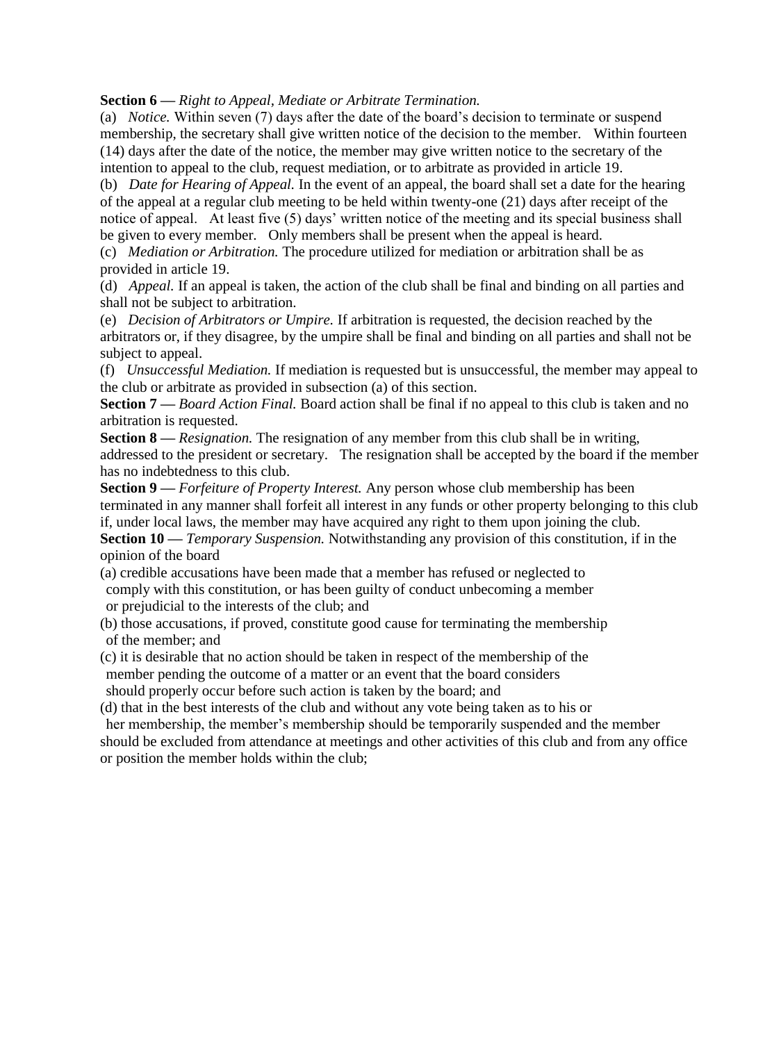**Section 6 —** *Right to Appeal, Mediate or Arbitrate Termination.*

(a) *Notice.* Within seven (7) days after the date of the board's decision to terminate or suspend membership, the secretary shall give written notice of the decision to the member. Within fourteen (14) days after the date of the notice, the member may give written notice to the secretary of the intention to appeal to the club, request mediation, or to arbitrate as provided in article 19.

(b) *Date for Hearing of Appeal.* In the event of an appeal, the board shall set a date for the hearing of the appeal at a regular club meeting to be held within twenty-one (21) days after receipt of the notice of appeal. At least five (5) days' written notice of the meeting and its special business shall be given to every member. Only members shall be present when the appeal is heard.

(c) *Mediation or Arbitration.* The procedure utilized for mediation or arbitration shall be as provided in article 19.

(d) *Appeal.* If an appeal is taken, the action of the club shall be final and binding on all parties and shall not be subject to arbitration.

(e) *Decision of Arbitrators or Umpire.* If arbitration is requested, the decision reached by the arbitrators or, if they disagree, by the umpire shall be final and binding on all parties and shall not be subject to appeal.

(f) *Unsuccessful Mediation.* If mediation is requested but is unsuccessful, the member may appeal to the club or arbitrate as provided in subsection (a) of this section.

**Section 7 —** *Board Action Final.* Board action shall be final if no appeal to this club is taken and no arbitration is requested.

**Section 8 —** *Resignation.* The resignation of any member from this club shall be in writing, addressed to the president or secretary. The resignation shall be accepted by the board if the member has no indebtedness to this club.

**Section 9 —** *Forfeiture of Property Interest.* Any person whose club membership has been terminated in any manner shall forfeit all interest in any funds or other property belonging to this club if, under local laws, the member may have acquired any right to them upon joining the club.

**Section 10 —** *Temporary Suspension.* Notwithstanding any provision of this constitution, if in the opinion of the board

(a) credible accusations have been made that a member has refused or neglected to comply with this constitution, or has been guilty of conduct unbecoming a member or prejudicial to the interests of the club; and

(b) those accusations, if proved, constitute good cause for terminating the membership of the member; and

(c) it is desirable that no action should be taken in respect of the membership of the member pending the outcome of a matter or an event that the board considers should properly occur before such action is taken by the board; and

(d) that in the best interests of the club and without any vote being taken as to his or her membership, the member's membership should be temporarily suspended and the member should be excluded from attendance at meetings and other activities of this club and from any office or position the member holds within the club;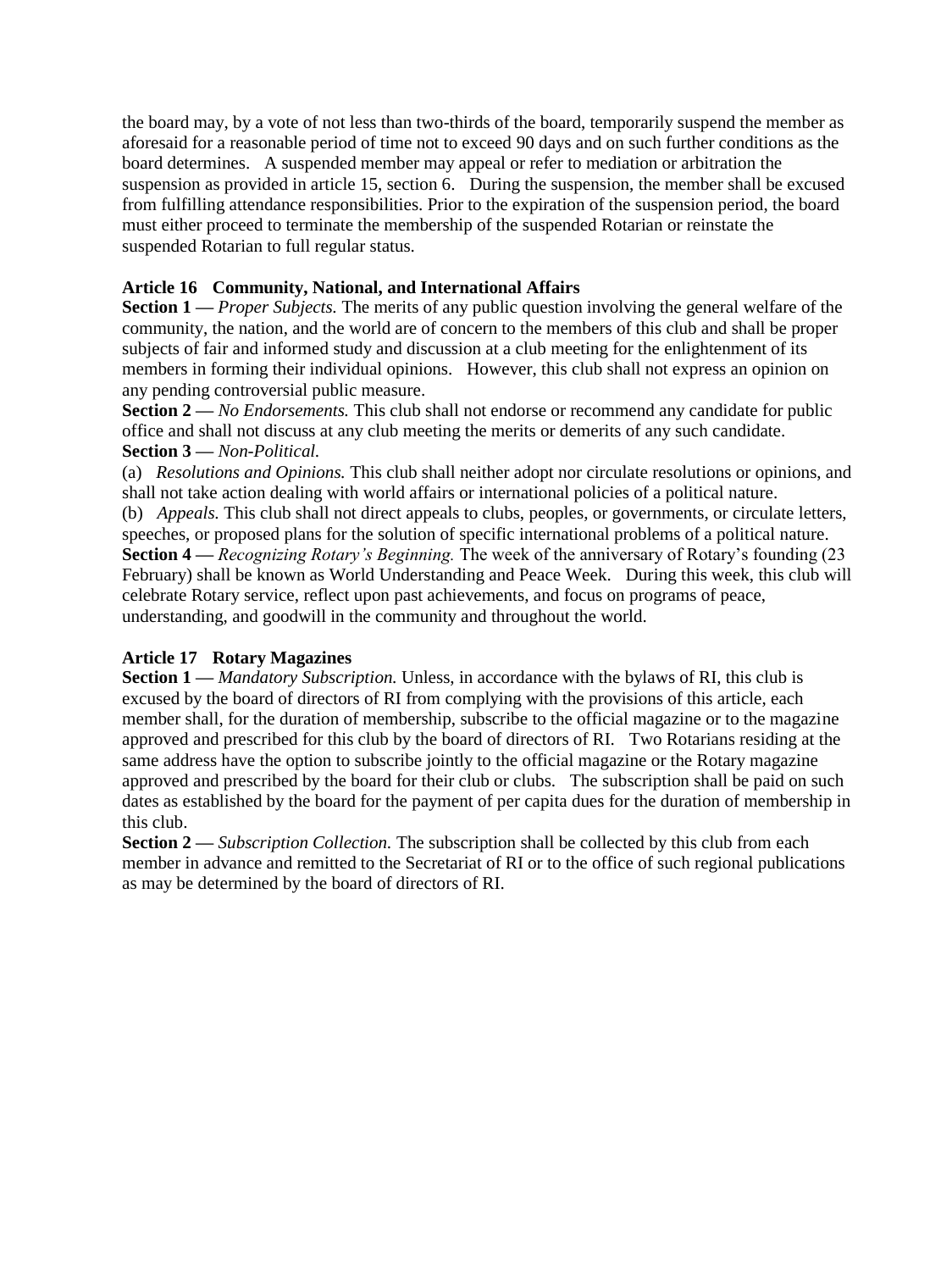the board may, by a vote of not less than two-thirds of the board, temporarily suspend the member as aforesaid for a reasonable period of time not to exceed 90 days and on such further conditions as the board determines.   A suspended member may appeal or refer to mediation or arbitration the suspension as provided in article 15, section 6.   During the suspension, the member shall be excused from fulfilling attendance responsibilities. Prior to the expiration of the suspension period, the board must either proceed to terminate the membership of the suspended Rotarian or reinstate the suspended Rotarian to full regular status.

**Article 16   Community, National, and International Affairs**

**Section 1 —** *Proper Subjects.* The merits of any public question involving the general welfare of the community, the nation, and the world are of concern to the members of this club and shall be proper subjects of fair and informed study and discussion at a club meeting for the enlightenment of its members in forming their individual opinions.   However, this club shall not express an opinion on any pending controversial public measure.

**Section 2 —** *No Endorsements.* This club shall not endorse or recommend any candidate for public office and shall not discuss at any club meeting the merits or demerits of any such candidate.

**Section 3 —** *Non-Political.*

(a)   *Resolutions and Opinions.* This club shall neither adopt nor circulate resolutions or opinions, and shall not take action dealing with world affairs or international policies of a political nature.

(b)   *Appeals.* This club shall not direct appeals to clubs, peoples, or governments, or circulate letters, speeches, or proposed plans for the solution of specific international problems of a political nature.

**Section 4 —** *Recognizing Rotary's Beginning.* The week of the anniversary of Rotary's founding (23 February) shall be known as World Understanding and Peace Week.   During this week, this club will celebrate Rotary service, reflect upon past achievements, and focus on programs of peace, understanding, and goodwill in the community and throughout the world.

**Article 17   Rotary Magazines**

**Section 1 —** *Mandatory Subscription.* Unless, in accordance with the bylaws of RI, this club is excused by the board of directors of RI from complying with the provisions of this article, each member shall, for the duration of membership, subscribe to the official magazine or to the magazine approved and prescribed for this club by the board of directors of RI.   Two Rotarians residing at the same address have the option to subscribe jointly to the official magazine or the Rotary magazine approved and prescribed by the board for their club or clubs.   The subscription shall be paid on such dates as established by the board for the payment of per capita dues for the duration of membership in this club.

**Section 2 —** *Subscription Collection.* The subscription shall be collected by this club from each member in advance and remitted to the Secretariat of RI or to the office of such regional publications as may be determined by the board of directors of RI.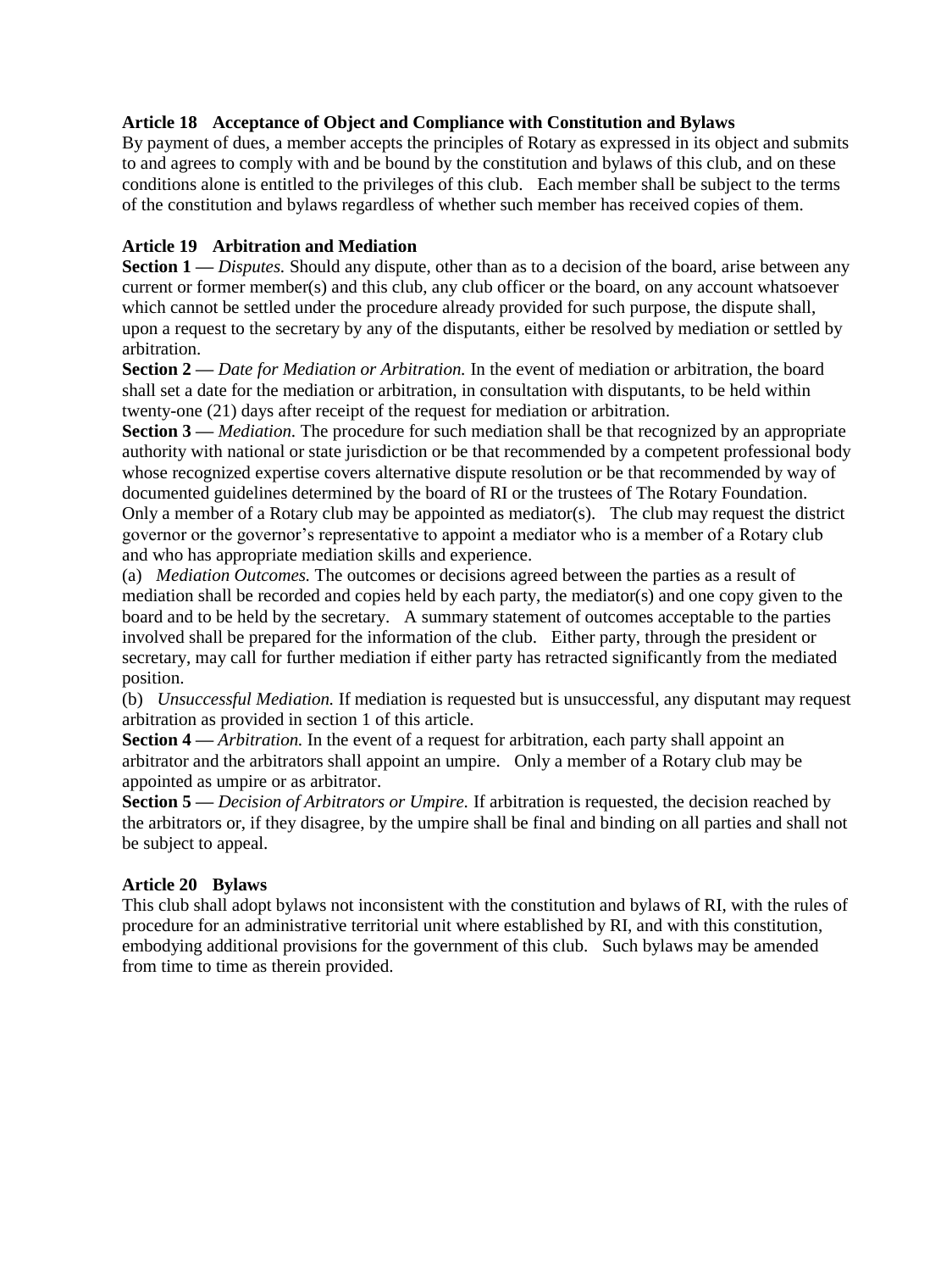**Article 18 Acceptance of Object and Compliance with Constitution and Bylaws**

By payment of dues, a member accepts the principles of Rotary as expressed in its object and submits to and agrees to comply with and be bound by the constitution and bylaws of this club, and on these conditions alone is entitled to the privileges of this club. Each member shall be subject to the terms of the constitution and bylaws regardless of whether such member has received copies of them.

**Article 19 Arbitration and Mediation**

**Section 1 —** *Disputes.* Should any dispute, other than as to a decision of the board, arise between any current or former member(s) and this club, any club officer or the board, on any account whatsoever which cannot be settled under the procedure already provided for such purpose, the dispute shall, upon a request to the secretary by any of the disputants, either be resolved by mediation or settled by arbitration.

**Section 2 —** *Date for Mediation or Arbitration.* In the event of mediation or arbitration, the board shall set a date for the mediation or arbitration, in consultation with disputants, to be held within twenty-one (21) days after receipt of the request for mediation or arbitration.

**Section 3 —** *Mediation.* The procedure for such mediation shall be that recognized by an appropriate authority with national or state jurisdiction or be that recommended by a competent professional body whose recognized expertise covers alternative dispute resolution or be that recommended by way of documented guidelines determined by the board of RI or the trustees of The Rotary Foundation. Only a member of a Rotary club may be appointed as mediator(s). The club may request the district governor or the governor's representative to appoint a mediator who is a member of a Rotary club and who has appropriate mediation skills and experience.

(a) *Mediation Outcomes.* The outcomes or decisions agreed between the parties as a result of mediation shall be recorded and copies held by each party, the mediator(s) and one copy given to the board and to be held by the secretary. A summary statement of outcomes acceptable to the parties involved shall be prepared for the information of the club. Either party, through the president or secretary, may call for further mediation if either party has retracted significantly from the mediated position.

(b) *Unsuccessful Mediation.* If mediation is requested but is unsuccessful, any disputant may request arbitration as provided in section 1 of this article.

**Section 4 —** *Arbitration.* In the event of a request for arbitration, each party shall appoint an arbitrator and the arbitrators shall appoint an umpire. Only a member of a Rotary club may be appointed as umpire or as arbitrator.

**Section 5 —** *Decision of Arbitrators or Umpire.* If arbitration is requested, the decision reached by the arbitrators or, if they disagree, by the umpire shall be final and binding on all parties and shall not be subject to appeal.

**Article 20 Bylaws**

This club shall adopt bylaws not inconsistent with the constitution and bylaws of RI, with the rules of procedure for an administrative territorial unit where established by RI, and with this constitution, embodying additional provisions for the government of this club. Such bylaws may be amended from time to time as therein provided.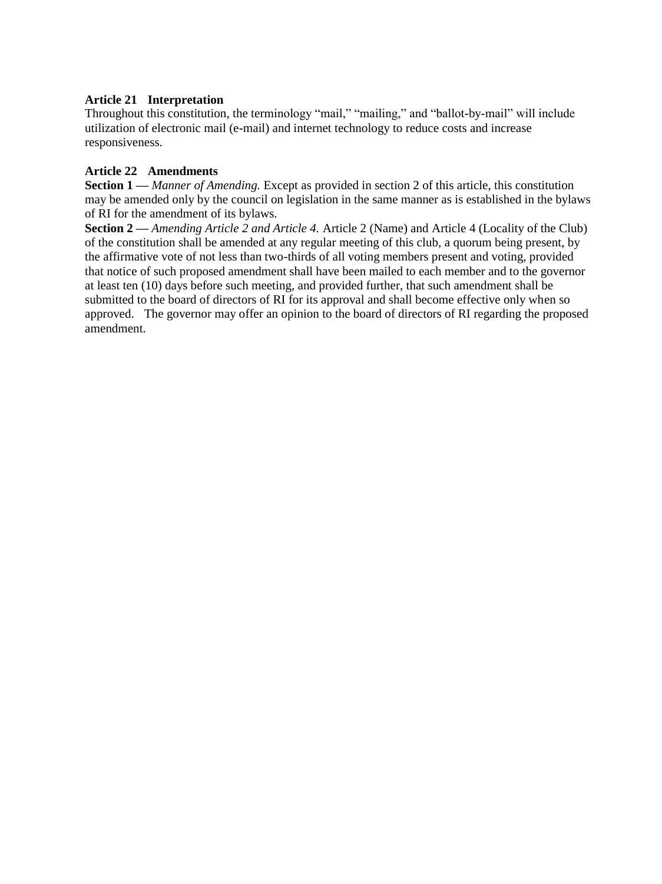**Article 21 Interpretation**

Throughout this constitution, the terminology "mail," "mailing," and "ballot-by-mail" will include utilization of electronic mail (e-mail) and internet technology to reduce costs and increase responsiveness.

**Article 22 Amendments**

**Section 1** — *Manner of Amending.* Except as provided in section 2 of this article, this constitution may be amended only by the council on legislation in the same manner as is established in the bylaws of RI for the amendment of its bylaws.

**Section 2** — *Amending Article 2 and Article 4.* Article 2 (Name) and Article 4 (Locality of the Club) of the constitution shall be amended at any regular meeting of this club, a quorum being present, by the affirmative vote of not less than two-thirds of all voting members present and voting, provided that notice of such proposed amendment shall have been mailed to each member and to the governor at least ten (10) days before such meeting, and provided further, that such amendment shall be submitted to the board of directors of RI for its approval and shall become effective only when so approved. The governor may offer an opinion to the board of directors of RI regarding the proposed amendment.